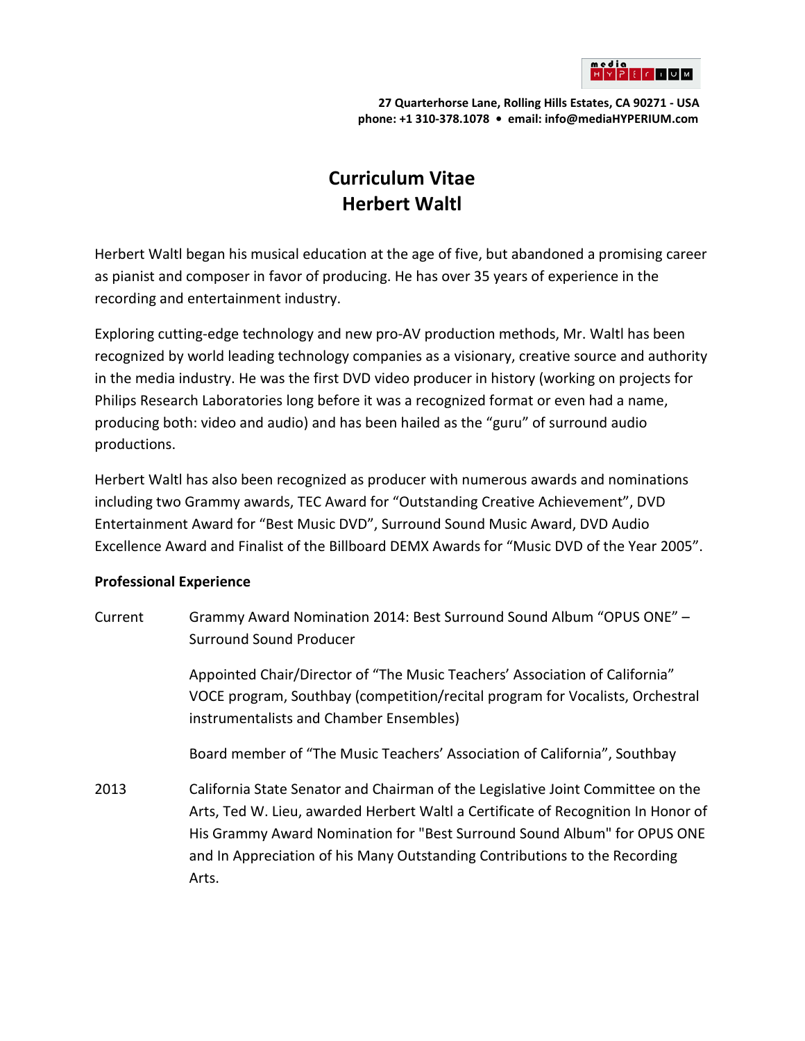27 Quarterhorse Lane, Rolling Hills Estates, CA 90271 - USA
phone: +1 310-378.1078 • email: info@mediaHYPERIUM.com

# Curriculum Vitae
# Herbert Waltl

Herbert Waltl began his musical education at the age of five, but abandoned a promising career as pianist and composer in favor of producing. He has over 35 years of experience in the recording and entertainment industry.

Exploring cutting-edge technology and new pro-AV production methods, Mr. Waltl has been recognized by world leading technology companies as a visionary, creative source and authority in the media industry. He was the first DVD video producer in history (working on projects for Philips Research Laboratories long before it was a recognized format or even had a name, producing both: video and audio) and has been hailed as the "guru" of surround audio productions.

Herbert Waltl has also been recognized as producer with numerous awards and nominations including two Grammy awards, TEC Award for "Outstanding Creative Achievement", DVD Entertainment Award for "Best Music DVD", Surround Sound Music Award, DVD Audio Excellence Award and Finalist of the Billboard DEMX Awards for "Music DVD of the Year 2005".

**Professional Experience**

**Current**

Grammy Award Nomination 2014: Best Surround Sound Album "OPUS ONE" – Surround Sound Producer

Appointed Chair/Director of "The Music Teachers' Association of California" VOCE program, Southbay (competition/recital program for Vocalists, Orchestral instrumentalists and Chamber Ensembles)

Board member of "The Music Teachers' Association of California", Southbay

**2013**

California State Senator and Chairman of the Legislative Joint Committee on the Arts, Ted W. Lieu, awarded Herbert Waltl a Certificate of Recognition In Honor of His Grammy Award Nomination for "Best Surround Sound Album" for OPUS ONE and In Appreciation of his Many Outstanding Contributions to the Recording Arts.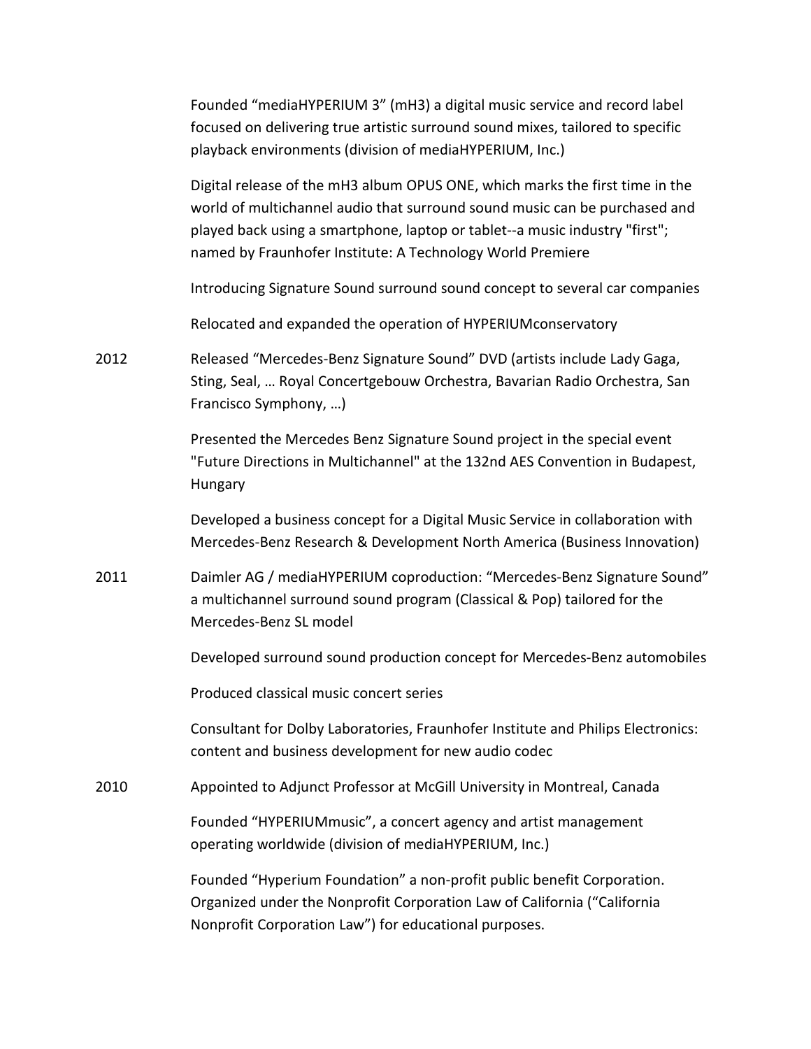Founded “mediaHYPERIUM 3” (mH3) a digital music service and record label focused on delivering true artistic surround sound mixes, tailored to specific playback environments (division of mediaHYPERIUM, Inc.)

Digital release of the mH3 album OPUS ONE, which marks the first time in the world of multichannel audio that surround sound music can be purchased and played back using a smartphone, laptop or tablet--a music industry "first"; named by Fraunhofer Institute: A Technology World Premiere

Introducing Signature Sound surround sound concept to several car companies

Relocated and expanded the operation of HYPERIUMconservatory

| | |
|---|---|
| 2012 | Released “Mercedes-Benz Signature Sound” DVD (artists include Lady Gaga, Sting, Seal, … Royal Concertgebouw Orchestra, Bavarian Radio Orchestra, San Francisco Symphony, …) |
| | Presented the Mercedes Benz Signature Sound project in the special event "Future Directions in Multichannel" at the 132nd AES Convention in Budapest, Hungary |
| | Developed a business concept for a Digital Music Service in collaboration with Mercedes-Benz Research & Development North America (Business Innovation) |
| 2011 | Daimler AG / mediaHYPERIUM coproduction: “Mercedes-Benz Signature Sound” a multichannel surround sound program (Classical & Pop) tailored for the Mercedes-Benz SL model |
| | Developed surround sound production concept for Mercedes-Benz automobiles |
| | Produced classical music concert series |
| | Consultant for Dolby Laboratories, Fraunhofer Institute and Philips Electronics: content and business development for new audio codec |
| 2010 | Appointed to Adjunct Professor at McGill University in Montreal, Canada |
| | Founded “HYPERIUMmusic”, a concert agency and artist management operating worldwide (division of mediaHYPERIUM, Inc.) |
| | Founded “Hyperium Foundation” a non-profit public benefit Corporation. Organized under the Nonprofit Corporation Law of California (“California Nonprofit Corporation Law”) for educational purposes. |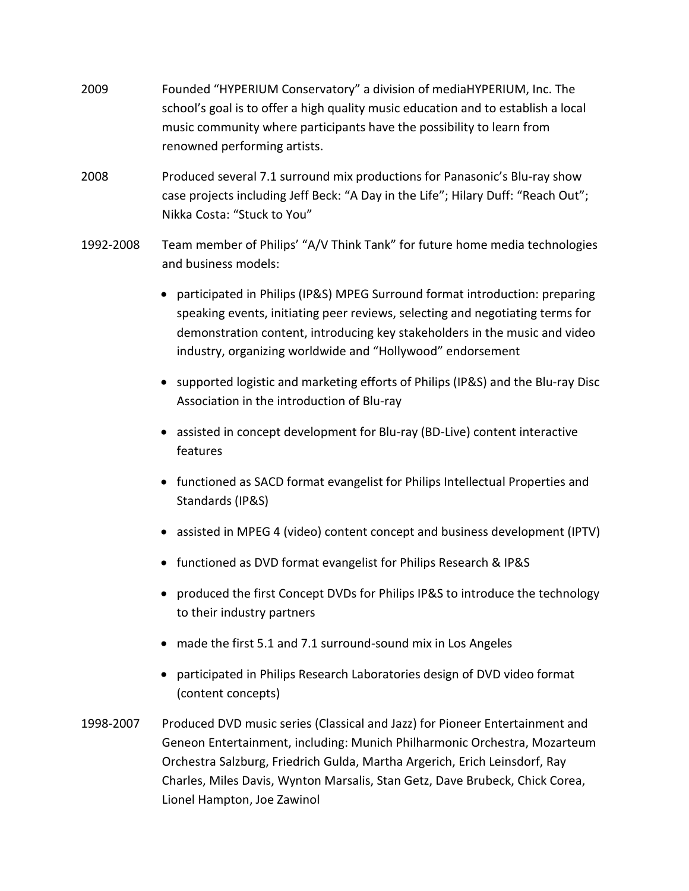2009 Founded “HYPERIUM Conservatory” a division of mediaHYPERIUM, Inc. The school’s goal is to offer a high quality music education and to establish a local music community where participants have the possibility to learn from renowned performing artists.

2008 Produced several 7.1 surround mix productions for Panasonic’s Blu-ray show case projects including Jeff Beck: “A Day in the Life”; Hilary Duff: “Reach Out”; Nikka Costa: “Stuck to You”

1992-2008 Team member of Philips’ “A/V Think Tank” for future home media technologies and business models:

- participated in Philips (IP&S) MPEG Surround format introduction: preparing speaking events, initiating peer reviews, selecting and negotiating terms for demonstration content, introducing key stakeholders in the music and video industry, organizing worldwide and “Hollywood” endorsement
- supported logistic and marketing efforts of Philips (IP&S) and the Blu-ray Disc Association in the introduction of Blu-ray
- assisted in concept development for Blu-ray (BD-Live) content interactive features
- functioned as SACD format evangelist for Philips Intellectual Properties and Standards (IP&S)
- assisted in MPEG 4 (video) content concept and business development (IPTV)
- functioned as DVD format evangelist for Philips Research & IP&S
- produced the first Concept DVDs for Philips IP&S to introduce the technology to their industry partners
- made the first 5.1 and 7.1 surround-sound mix in Los Angeles
- participated in Philips Research Laboratories design of DVD video format (content concepts)

1998-2007 Produced DVD music series (Classical and Jazz) for Pioneer Entertainment and Geneon Entertainment, including: Munich Philharmonic Orchestra, Mozarteum Orchestra Salzburg, Friedrich Gulda, Martha Argerich, Erich Leinsdorf, Ray Charles, Miles Davis, Wynton Marsalis, Stan Getz, Dave Brubeck, Chick Corea, Lionel Hampton, Joe Zawinol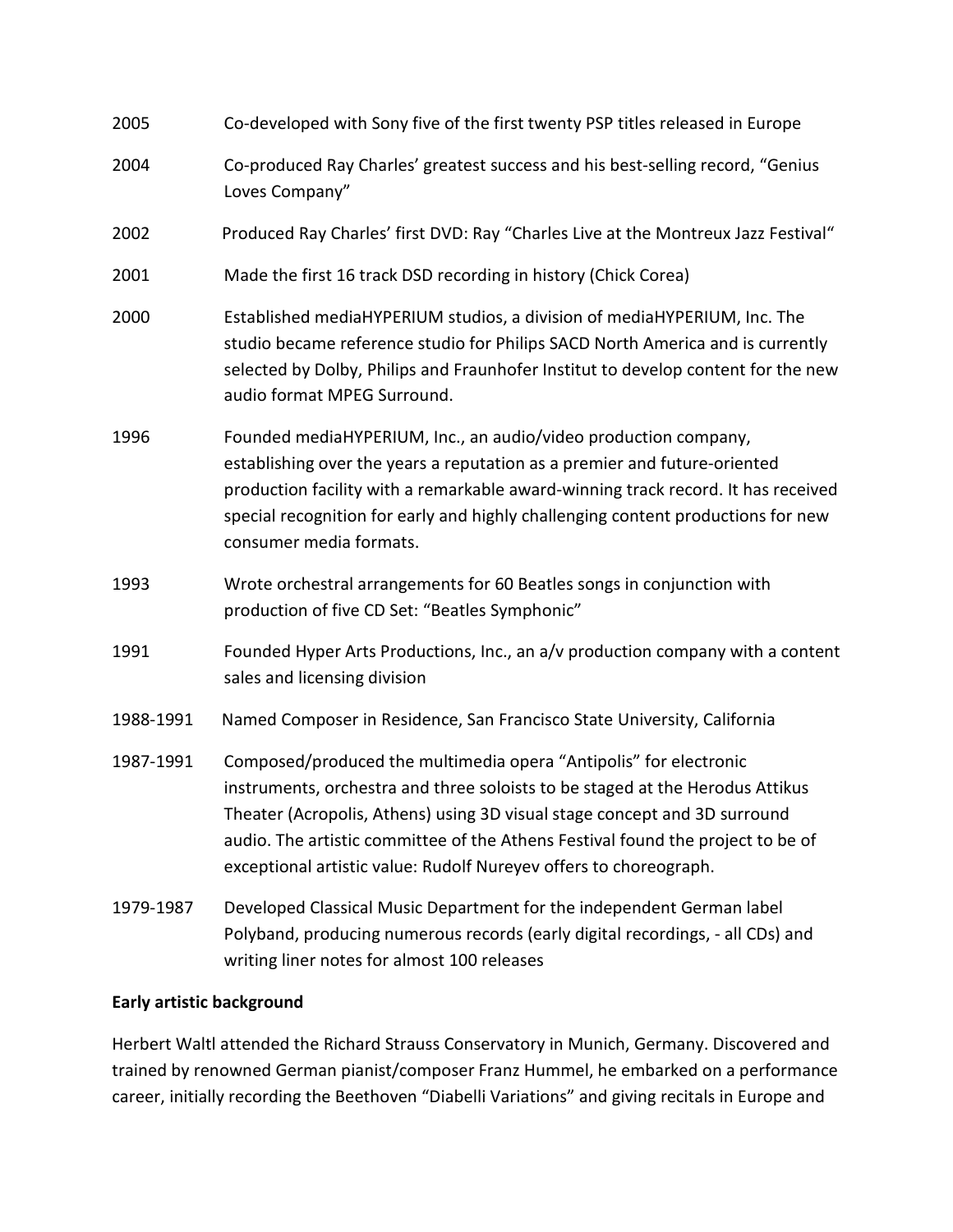| | |
|---|---|
| 2005 | Co-developed with Sony five of the first twenty PSP titles released in Europe |
| 2004 | Co-produced Ray Charles' greatest success and his best-selling record, "Genius Loves Company" |
| 2002 | Produced Ray Charles' first DVD: Ray "Charles Live at the Montreux Jazz Festival" |
| 2001 | Made the first 16 track DSD recording in history (Chick Corea) |
| 2000 | Established mediaHYPERIUM studios, a division of mediaHYPERIUM, Inc. The studio became reference studio for Philips SACD North America and is currently selected by Dolby, Philips and Fraunhofer Institut to develop content for the new audio format MPEG Surround. |
| 1996 | Founded mediaHYPERIUM, Inc., an audio/video production company, establishing over the years a reputation as a premier and future-oriented production facility with a remarkable award-winning track record. It has received special recognition for early and highly challenging content productions for new consumer media formats. |
| 1993 | Wrote orchestral arrangements for 60 Beatles songs in conjunction with production of five CD Set: "Beatles Symphonic" |
| 1991 | Founded Hyper Arts Productions, Inc., an a/v production company with a content sales and licensing division |
| 1988-1991 | Named Composer in Residence, San Francisco State University, California |
| 1987-1991 | Composed/produced the multimedia opera "Antipolis" for electronic instruments, orchestra and three soloists to be staged at the Herodus Attikus Theater (Acropolis, Athens) using 3D visual stage concept and 3D surround audio. The artistic committee of the Athens Festival found the project to be of exceptional artistic value: Rudolf Nureyev offers to choreograph. |
| 1979-1987 | Developed Classical Music Department for the independent German label Polyband, producing numerous records (early digital recordings, - all CDs) and writing liner notes for almost 100 releases |

**Early artistic background**

Herbert Waltl attended the Richard Strauss Conservatory in Munich, Germany. Discovered and trained by renowned German pianist/composer Franz Hummel, he embarked on a performance career, initially recording the Beethoven "Diabelli Variations" and giving recitals in Europe and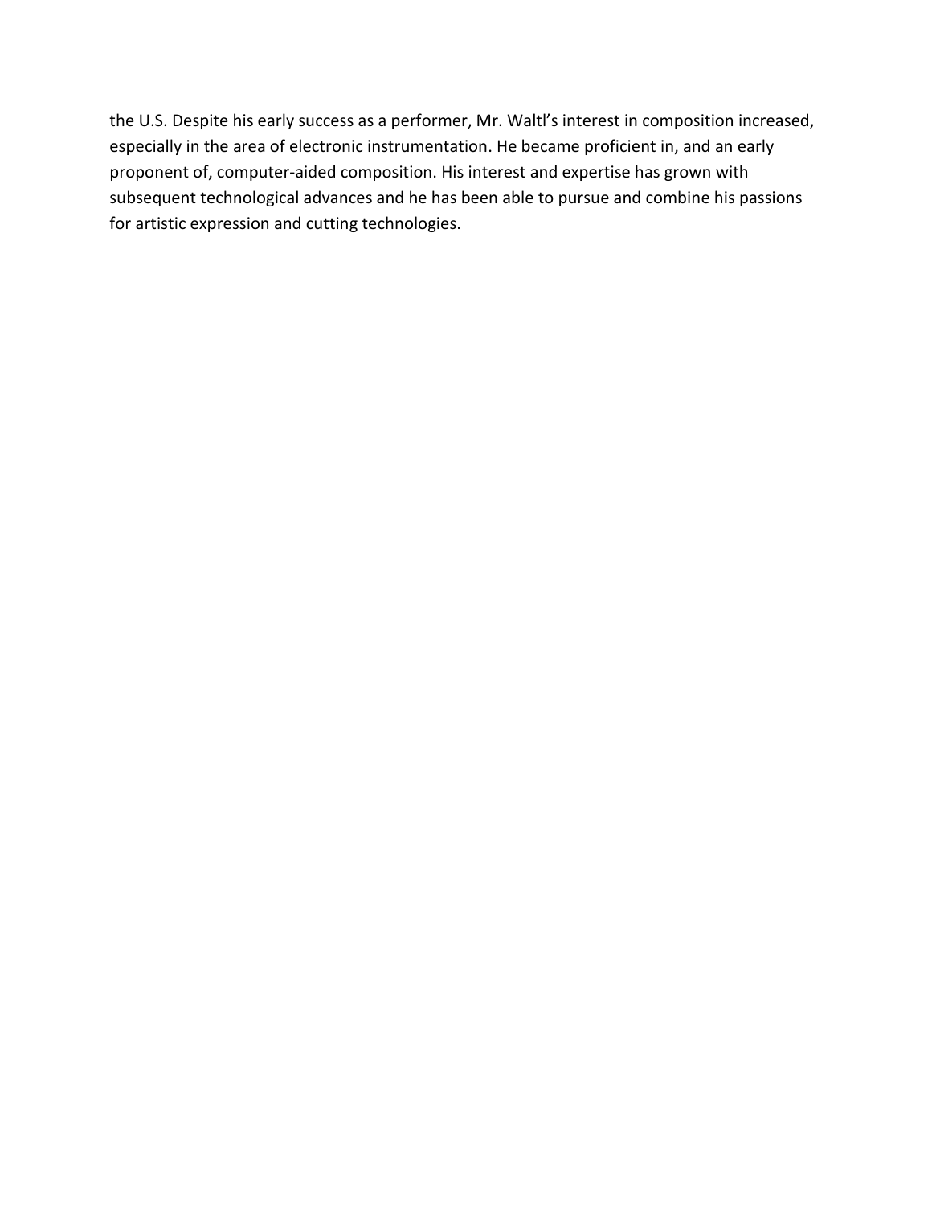the U.S. Despite his early success as a performer, Mr. Waltl's interest in composition increased, especially in the area of electronic instrumentation. He became proficient in, and an early proponent of, computer-aided composition. His interest and expertise has grown with subsequent technological advances and he has been able to pursue and combine his passions for artistic expression and cutting technologies.